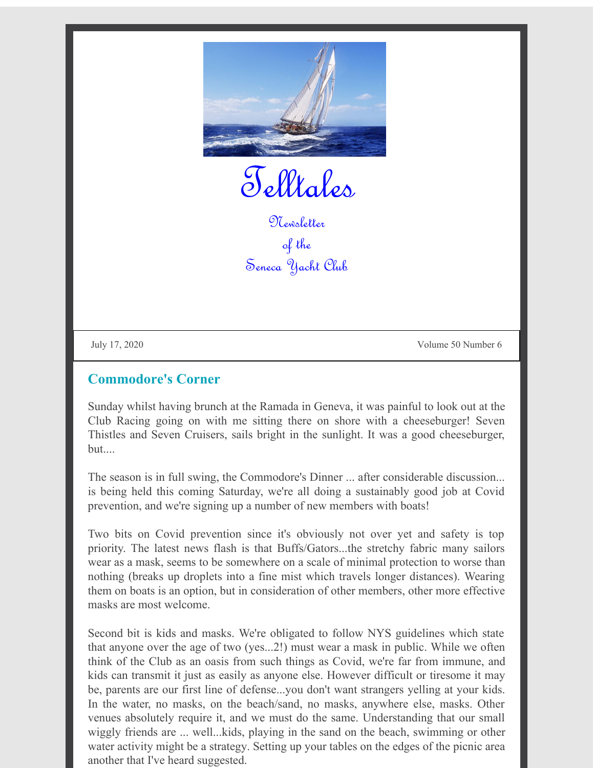# Telltales

Newsletter
of the
Seneca Yacht Club

July 17, 2020 | Volume 50 Number 6

## Commodore's Corner

Sunday whilst having brunch at the Ramada in Geneva, it was painful to look out at the Club Racing going on with me sitting there on shore with a cheeseburger! Seven Thistles and Seven Cruisers, sails bright in the sunlight. It was a good cheeseburger, but....

The season is in full swing, the Commodore's Dinner ... after considerable discussion... is being held this coming Saturday, we're all doing a sustainably good job at Covid prevention, and we're signing up a number of new members with boats!

Two bits on Covid prevention since it's obviously not over yet and safety is top priority. The latest news flash is that Buffs/Gators...the stretchy fabric many sailors wear as a mask, seems to be somewhere on a scale of minimal protection to worse than nothing (breaks up droplets into a fine mist which travels longer distances). Wearing them on boats is an option, but in consideration of other members, other more effective masks are most welcome.

Second bit is kids and masks. We're obligated to follow NYS guidelines which state that anyone over the age of two (yes...2!) must wear a mask in public. While we often think of the Club as an oasis from such things as Covid, we're far from immune, and kids can transmit it just as easily as anyone else. However difficult or tiresome it may be, parents are our first line of defense...you don't want strangers yelling at your kids. In the water, no masks, on the beach/sand, no masks, anywhere else, masks. Other venues absolutely require it, and we must do the same. Understanding that our small wiggly friends are ... well...kids, playing in the sand on the beach, swimming or other water activity might be a strategy. Setting up your tables on the edges of the picnic area another that I've heard suggested.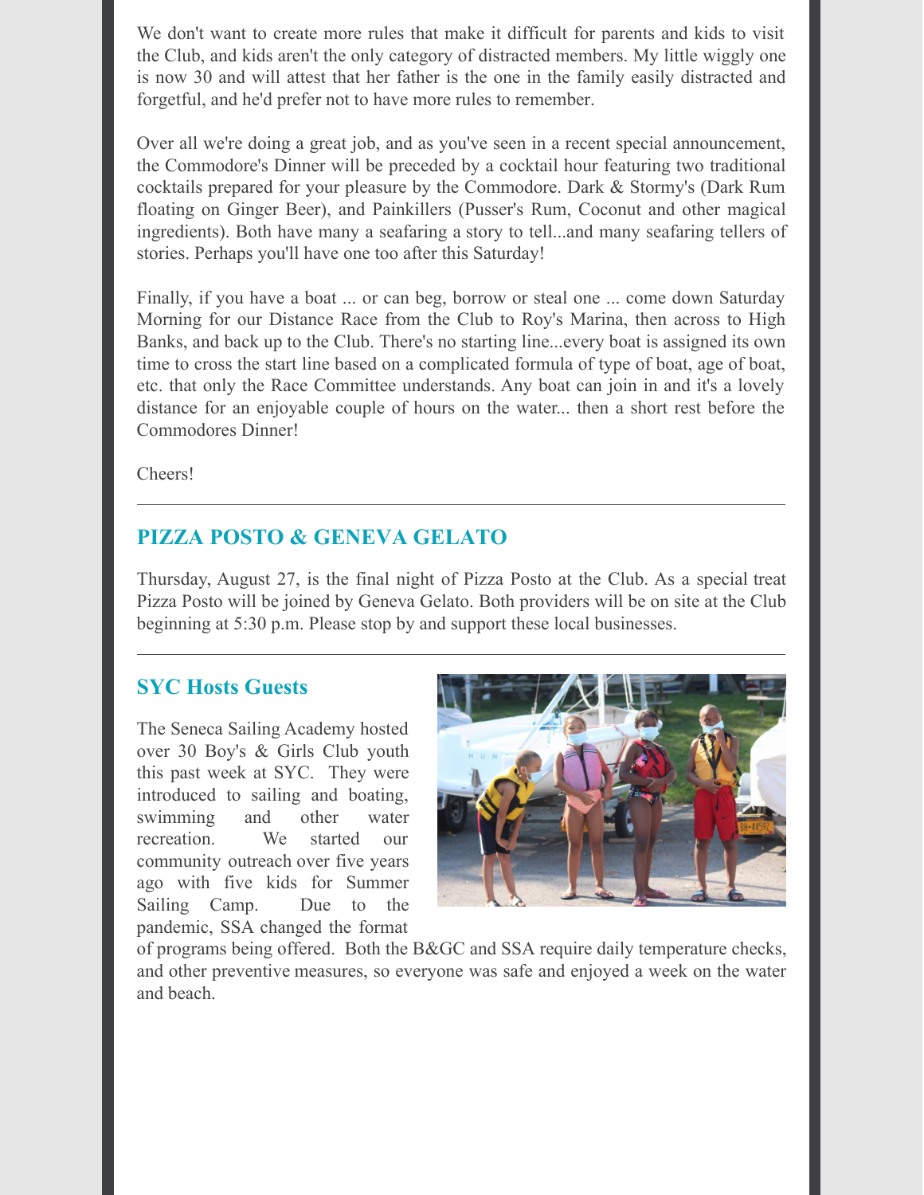We don't want to create more rules that make it difficult for parents and kids to visit the Club, and kids aren't the only category of distracted members. My little wiggly one is now 30 and will attest that her father is the one in the family easily distracted and forgetful, and he'd prefer not to have more rules to remember.

Over all we're doing a great job, and as you've seen in a recent special announcement, the Commodore's Dinner will be preceded by a cocktail hour featuring two traditional cocktails prepared for your pleasure by the Commodore. Dark & Stormy's (Dark Rum floating on Ginger Beer), and Painkillers (Pusser's Rum, Coconut and other magical ingredients). Both have many a seafaring a story to tell...and many seafaring tellers of stories. Perhaps you'll have one too after this Saturday!

Finally, if you have a boat ... or can beg, borrow or steal one ... come down Saturday Morning for our Distance Race from the Club to Roy's Marina, then across to High Banks, and back up to the Club. There's no starting line...every boat is assigned its own time to cross the start line based on a complicated formula of type of boat, age of boat, etc. that only the Race Committee understands. Any boat can join in and it's a lovely distance for an enjoyable couple of hours on the water... then a short rest before the Commodores Dinner!

Cheers!

---

## PIZZA POSTO & GENEVA GELATO

Thursday, August 27, is the final night of Pizza Posto at the Club. As a special treat Pizza Posto will be joined by Geneva Gelato. Both providers will be on site at the Club beginning at 5:30 p.m. Please stop by and support these local businesses.

---

## SYC Hosts Guests

The Seneca Sailing Academy hosted over 30 Boy's & Girls Club youth this past week at SYC. They were introduced to sailing and boating, swimming and other water recreation. We started our community outreach over five years ago with five kids for Summer Sailing Camp. Due to the pandemic, SSA changed the format of programs being offered. Both the B&GC and SSA require daily temperature checks, and other preventive measures, so everyone was safe and enjoyed a week on the water and beach.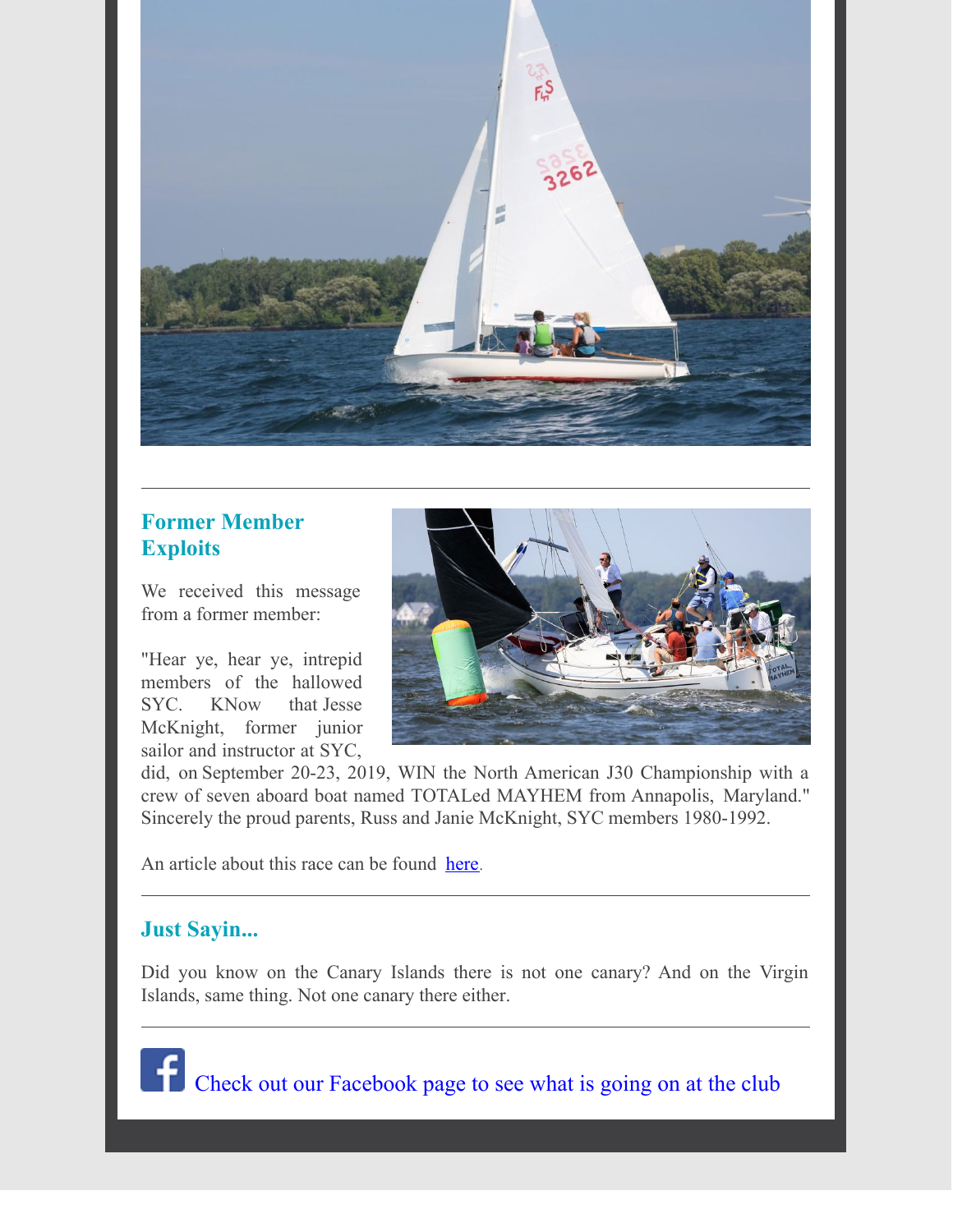---

## Former Member Exploits

We received this message from a former member:

"Hear ye, hear ye, intrepid members of the hallowed SYC. KNow that Jesse McKnight, former junior sailor and instructor at SYC, did, on September 20-23, 2019, WIN the North American J30 Championship with a crew of seven aboard boat named TOTALed MAYHEM from Annapolis, Maryland." Sincerely the proud parents, Russ and Janie McKnight, SYC members 1980-1992.

An article about this race can be found [here](#).

---

## Just Sayin...

Did you know on the Canary Islands there is not one canary? And on the Virgin Islands, same thing. Not one canary there either.

---

Check out our Facebook page to see what is going on at the club